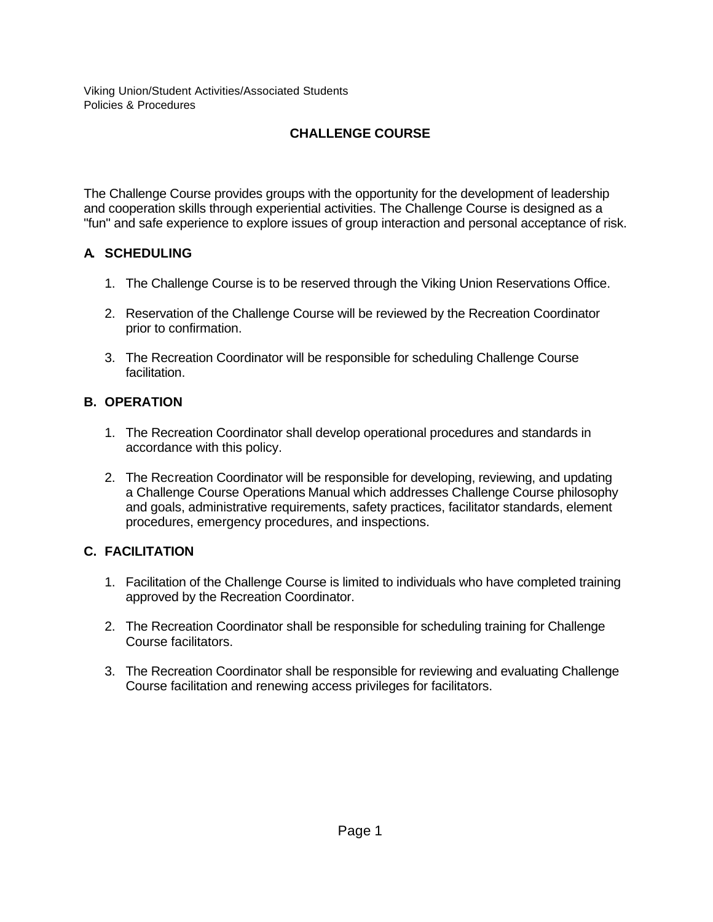Viking Union/Student Activities/Associated Students
Policies & Procedures

# CHALLENGE COURSE

The Challenge Course provides groups with the opportunity for the development of leadership and cooperation skills through experiential activities. The Challenge Course is designed as a "fun" and safe experience to explore issues of group interaction and personal acceptance of risk.

## A. SCHEDULING

1. The Challenge Course is to be reserved through the Viking Union Reservations Office.

2. Reservation of the Challenge Course will be reviewed by the Recreation Coordinator prior to confirmation.

3. The Recreation Coordinator will be responsible for scheduling Challenge Course facilitation.

## B. OPERATION

1. The Recreation Coordinator shall develop operational procedures and standards in accordance with this policy.

2. The Recreation Coordinator will be responsible for developing, reviewing, and updating a Challenge Course Operations Manual which addresses Challenge Course philosophy and goals, administrative requirements, safety practices, facilitator standards, element procedures, emergency procedures, and inspections.

## C. FACILITATION

1. Facilitation of the Challenge Course is limited to individuals who have completed training approved by the Recreation Coordinator.

2. The Recreation Coordinator shall be responsible for scheduling training for Challenge Course facilitators.

3. The Recreation Coordinator shall be responsible for reviewing and evaluating Challenge Course facilitation and renewing access privileges for facilitators.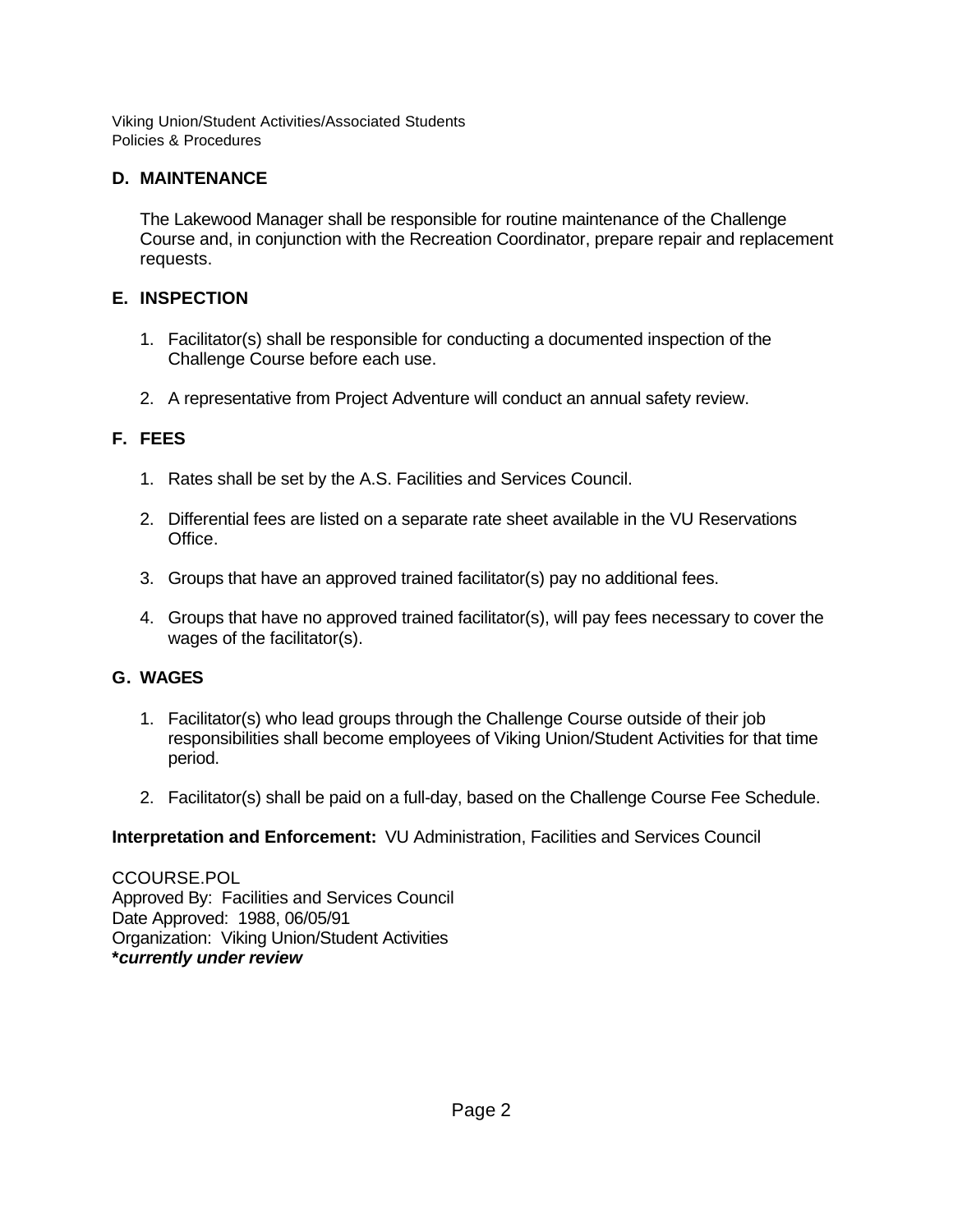## D. MAINTENANCE

The Lakewood Manager shall be responsible for routine maintenance of the Challenge Course and, in conjunction with the Recreation Coordinator, prepare repair and replacement requests.

## E. INSPECTION

1. Facilitator(s) shall be responsible for conducting a documented inspection of the Challenge Course before each use.

2. A representative from Project Adventure will conduct an annual safety review.

## F. FEES

1. Rates shall be set by the A.S. Facilities and Services Council.

2. Differential fees are listed on a separate rate sheet available in the VU Reservations Office.

3. Groups that have an approved trained facilitator(s) pay no additional fees.

4. Groups that have no approved trained facilitator(s), will pay fees necessary to cover the wages of the facilitator(s).

## G. WAGES

1. Facilitator(s) who lead groups through the Challenge Course outside of their job responsibilities shall become employees of Viking Union/Student Activities for that time period.

2. Facilitator(s) shall be paid on a full-day, based on the Challenge Course Fee Schedule.

**Interpretation and Enforcement:** VU Administration, Facilities and Services Council

CCOURSE.POL
Approved By: Facilities and Services Council
Date Approved: 1988, 06/05/91
Organization: Viking Union/Student Activities
***currently under review***